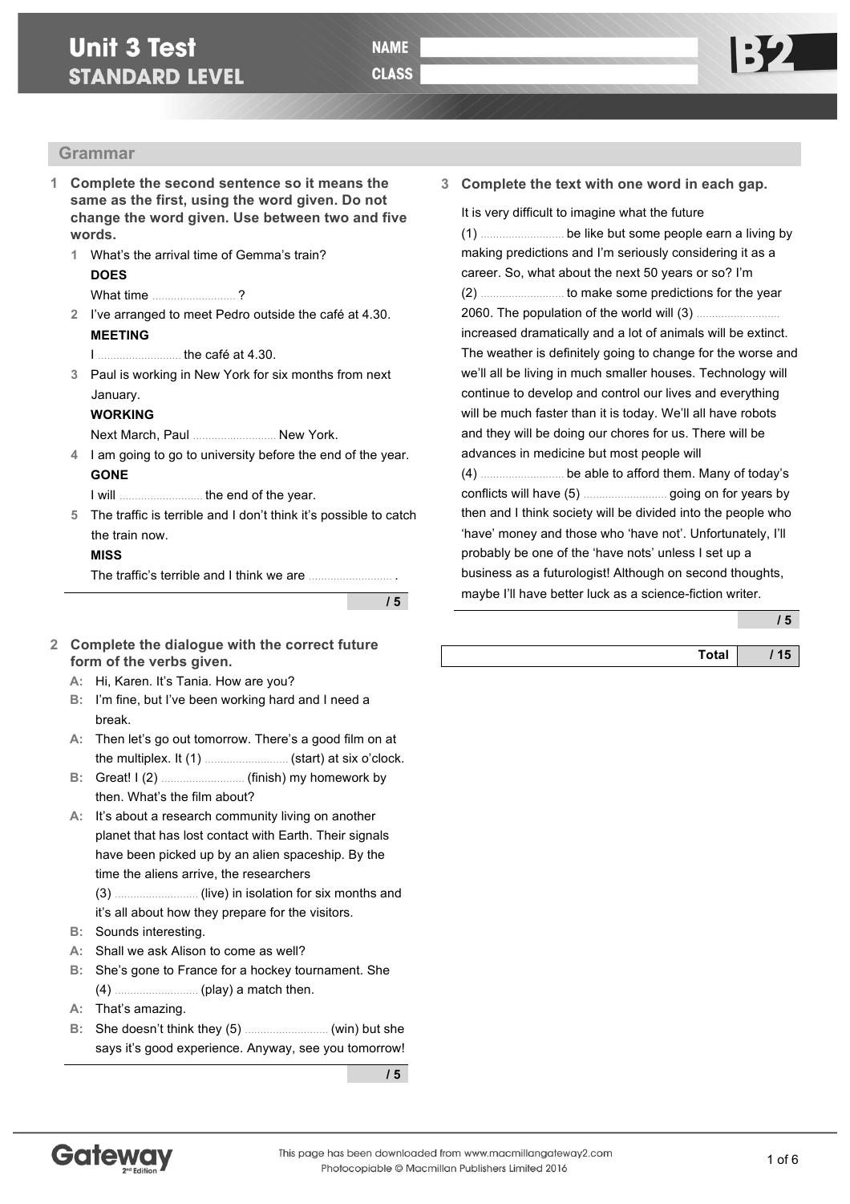# Unit 3 Test
## STANDARD LEVEL

**NAME** ____________________

**CLASS** ____________________

**B2**

## Grammar

**1 Complete the second sentence so it means the same as the first, using the word given. Do not change the word given. Use between two and five words.**

1 What's the arrival time of Gemma's train?
**DOES**
What time .......................... ?

2 I've arranged to meet Pedro outside the café at 4.30.
**MEETING**
I .......................... the café at 4.30.

3 Paul is working in New York for six months from next January.
**WORKING**
Next March, Paul .......................... New York.

4 I am going to go to university before the end of the year.
**GONE**
I will .......................... the end of the year.

5 The traffic is terrible and I don't think it's possible to catch the train now.
**MISS**
The traffic's terrible and I think we are .......................... .

**/ 5**

**2 Complete the dialogue with the correct future form of the verbs given.**

**A:** Hi, Karen. It's Tania. How are you?

**B:** I'm fine, but I've been working hard and I need a break.

**A:** Then let's go out tomorrow. There's a good film on at the multiplex. It (1) .......................... (start) at six o'clock.

**B:** Great! I (2) .......................... (finish) my homework by then. What's the film about?

**A:** It's about a research community living on another planet that has lost contact with Earth. Their signals have been picked up by an alien spaceship. By the time the aliens arrive, the researchers (3) .......................... (live) in isolation for six months and it's all about how they prepare for the visitors.

**B:** Sounds interesting.

**A:** Shall we ask Alison to come as well?

**B:** She's gone to France for a hockey tournament. She (4) .......................... (play) a match then.

**A:** That's amazing.

**B:** She doesn't think they (5) .......................... (win) but she says it's good experience. Anyway, see you tomorrow!

**/ 5**

**3 Complete the text with one word in each gap.**

It is very difficult to imagine what the future (1) .......................... be like but some people earn a living by making predictions and I'm seriously considering it as a career. So, what about the next 50 years or so? I'm (2) .......................... to make some predictions for the year 2060. The population of the world will (3) .......................... increased dramatically and a lot of animals will be extinct. The weather is definitely going to change for the worse and we'll all be living in much smaller houses. Technology will continue to develop and control our lives and everything will be much faster than it is today. We'll all have robots and they will be doing our chores for us. There will be advances in medicine but most people will (4) .......................... be able to afford them. Many of today's conflicts will have (5) .......................... going on for years by then and I think society will be divided into the people who 'have' money and those who 'have not'. Unfortunately, I'll probably be one of the 'have nots' unless I set up a business as a futurologist! Although on second thoughts, maybe I'll have better luck as a science-fiction writer.

**/ 5**

| **Total** | **/ 15** |
|---|---|

This page has been downloaded from www.macmillangateway2.com
Photocopiable © Macmillan Publishers Limited 2016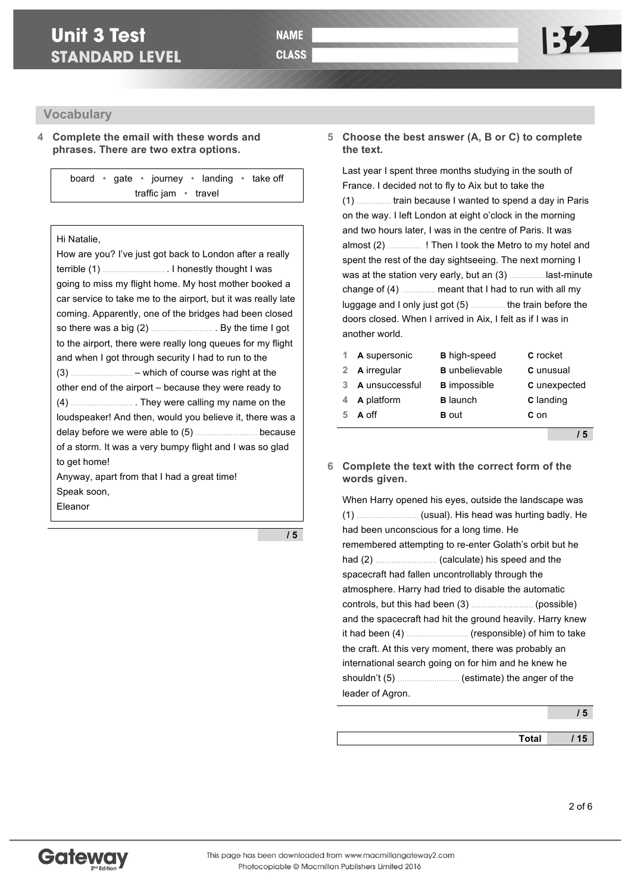# Unit 3 Test
## STANDARD LEVEL

NAME

CLASS

B2

## Vocabulary

**4 Complete the email with these words and phrases. There are two extra options.**

board • gate • journey • landing • take off
traffic jam • travel

Hi Natalie,

How are you? I've just got back to London after a really terrible (1) .......................... . I honestly thought I was going to miss my flight home. My host mother booked a car service to take me to the airport, but it was really late coming. Apparently, one of the bridges had been closed so there was a big (2) .......................... . By the time I got to the airport, there were really long queues for my flight and when I got through security I had to run to the (3) .......................... – which of course was right at the other end of the airport – because they were ready to (4) .......................... . They were calling my name on the loudspeaker! And then, would you believe it, there was a delay before we were able to (5) .......................... because of a storm. It was a very bumpy flight and I was so glad to get home!

Anyway, apart from that I had a great time!

Speak soon,

Eleanor

/ 5

**5 Choose the best answer (A, B or C) to complete the text.**

Last year I spent three months studying in the south of France. I decided not to fly to Aix but to take the (1) .............. train because I wanted to spend a day in Paris on the way. I left London at eight o'clock in the morning and two hours later, I was in the centre of Paris. It was almost (2) .............. ! Then I took the Metro to my hotel and spent the rest of the day sightseeing. The next morning I was at the station very early, but an (3) .............. last-minute change of (4) .............. meant that I had to run with all my luggage and I only just got (5) .............. the train before the doors closed. When I arrived in Aix, I felt as if I was in another world.

| | | | |
|---|---|---|---|
| 1 | **A** supersonic | **B** high-speed | **C** rocket |
| 2 | **A** irregular | **B** unbelievable | **C** unusual |
| 3 | **A** unsuccessful | **B** impossible | **C** unexpected |
| 4 | **A** platform | **B** launch | **C** landing |
| 5 | **A** off | **B** out | **C** on |

/ 5

**6 Complete the text with the correct form of the words given.**

When Harry opened his eyes, outside the landscape was (1) .......................... (usual). His head was hurting badly. He had been unconscious for a long time. He remembered attempting to re-enter Golath's orbit but he had (2) .......................... (calculate) his speed and the spacecraft had fallen uncontrollably through the atmosphere. Harry had tried to disable the automatic controls, but this had been (3) .......................... (possible) and the spacecraft had hit the ground heavily. Harry knew it had been (4) .......................... (responsible) of him to take the craft. At this very moment, there was probably an international search going on for him and he knew he shouldn't (5) .......................... (estimate) the anger of the leader of Agron.

/ 5

**Total / 15**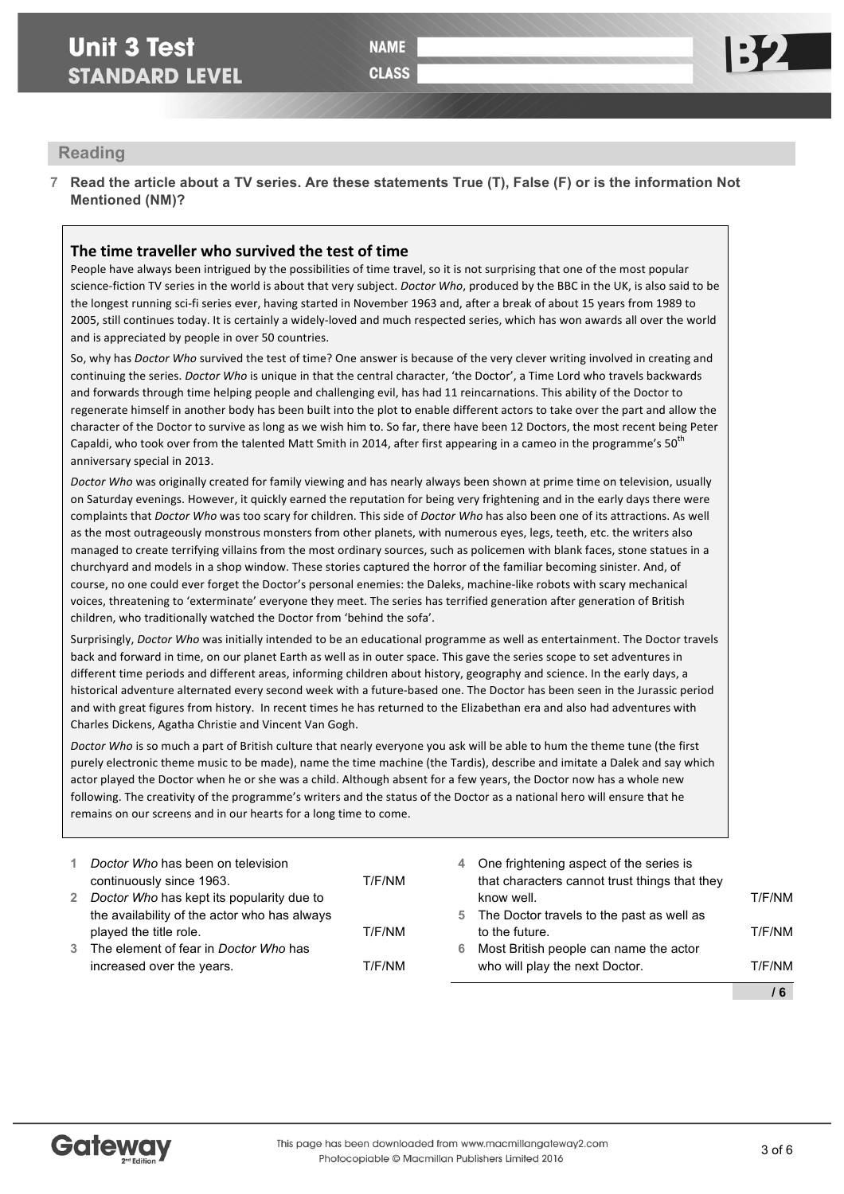# Unit 3 Test
## STANDARD LEVEL

**NAME**

**CLASS**

**B2**

## Reading

**7 Read the article about a TV series. Are these statements True (T), False (F) or is the information Not Mentioned (NM)?**

### The time traveller who survived the test of time

People have always been intrigued by the possibilities of time travel, so it is not surprising that one of the most popular science-fiction TV series in the world is about that very subject. *Doctor Who*, produced by the BBC in the UK, is also said to be the longest running sci-fi series ever, having started in November 1963 and, after a break of about 15 years from 1989 to 2005, still continues today. It is certainly a widely-loved and much respected series, which has won awards all over the world and is appreciated by people in over 50 countries.

So, why has *Doctor Who* survived the test of time? One answer is because of the very clever writing involved in creating and continuing the series. *Doctor Who* is unique in that the central character, 'the Doctor', a Time Lord who travels backwards and forwards through time helping people and challenging evil, has had 11 reincarnations. This ability of the Doctor to regenerate himself in another body has been built into the plot to enable different actors to take over the part and allow the character of the Doctor to survive as long as we wish him to. So far, there have been 12 Doctors, the most recent being Peter Capaldi, who took over from the talented Matt Smith in 2014, after first appearing in a cameo in the programme's 50th anniversary special in 2013.

*Doctor Who* was originally created for family viewing and has nearly always been shown at prime time on television, usually on Saturday evenings. However, it quickly earned the reputation for being very frightening and in the early days there were complaints that *Doctor Who* was too scary for children. This side of *Doctor Who* has also been one of its attractions. As well as the most outrageously monstrous monsters from other planets, with numerous eyes, legs, teeth, etc. the writers also managed to create terrifying villains from the most ordinary sources, such as policemen with blank faces, stone statues in a churchyard and models in a shop window. These stories captured the horror of the familiar becoming sinister. And, of course, no one could ever forget the Doctor's personal enemies: the Daleks, machine-like robots with scary mechanical voices, threatening to 'exterminate' everyone they meet. The series has terrified generation after generation of British children, who traditionally watched the Doctor from 'behind the sofa'.

Surprisingly, *Doctor Who* was initially intended to be an educational programme as well as entertainment. The Doctor travels back and forward in time, on our planet Earth as well as in outer space. This gave the series scope to set adventures in different time periods and different areas, informing children about history, geography and science. In the early days, a historical adventure alternated every second week with a future-based one. The Doctor has been seen in the Jurassic period and with great figures from history. In recent times he has returned to the Elizabethan era and also had adventures with Charles Dickens, Agatha Christie and Vincent Van Gogh.

*Doctor Who* is so much a part of British culture that nearly everyone you ask will be able to hum the theme tune (the first purely electronic theme music to be made), name the time machine (the Tardis), describe and imitate a Dalek and say which actor played the Doctor when he or she was a child. Although absent for a few years, the Doctor now has a whole new following. The creativity of the programme's writers and the status of the Doctor as a national hero will ensure that he remains on our screens and in our hearts for a long time to come.

1. *Doctor Who* has been on television continuously since 1963. T/F/NM
2. *Doctor Who* has kept its popularity due to the availability of the actor who has always played the title role. T/F/NM
3. The element of fear in *Doctor Who* has increased over the years. T/F/NM
4. One frightening aspect of the series is that characters cannot trust things that they know well. T/F/NM
5. The Doctor travels to the past as well as to the future. T/F/NM
6. Most British people can name the actor who will play the next Doctor. T/F/NM

/ 6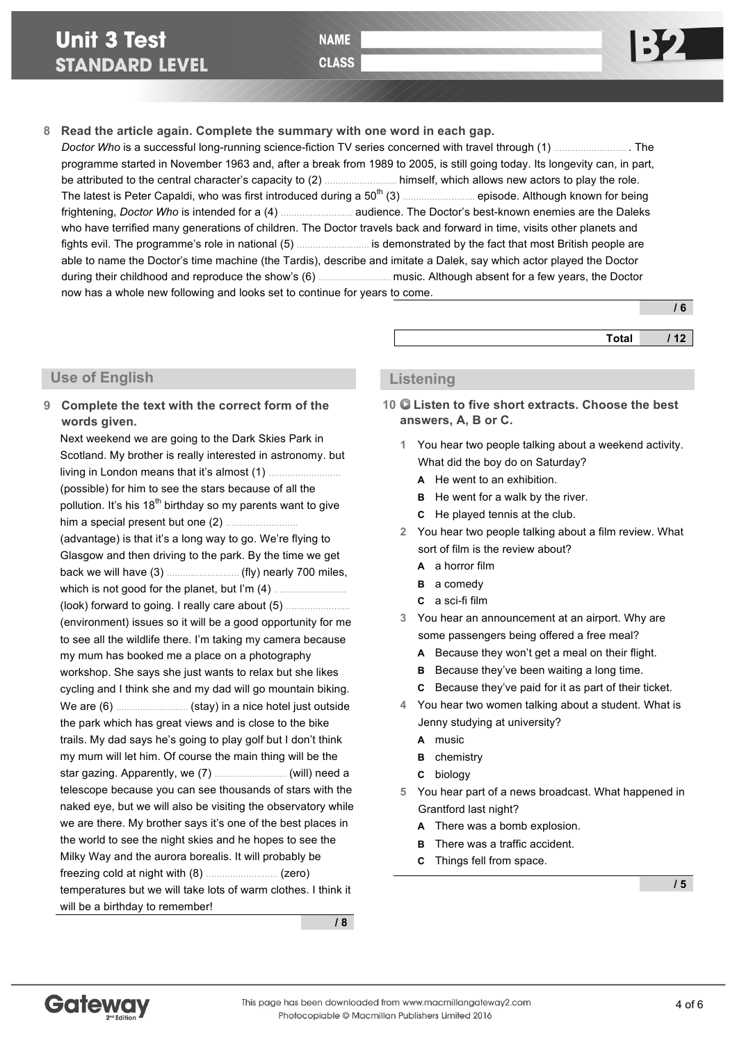# Unit 3 Test
## STANDARD LEVEL

NAME

CLASS

B2

**8 Read the article again. Complete the summary with one word in each gap.**

*Doctor Who* is a successful long-running science-fiction TV series concerned with travel through (1) .......................... . The programme started in November 1963 and, after a break from 1989 to 2005, is still going today. Its longevity can, in part, be attributed to the central character's capacity to (2) .......................... himself, which allows new actors to play the role. The latest is Peter Capaldi, who was first introduced during a 50th (3) .......................... episode. Although known for being frightening, *Doctor Who* is intended for a (4) .......................... audience. The Doctor's best-known enemies are the Daleks who have terrified many generations of children. The Doctor travels back and forward in time, visits other planets and fights evil. The programme's role in national (5) .......................... is demonstrated by the fact that most British people are able to name the Doctor's time machine (the Tardis), describe and imitate a Dalek, say which actor played the Doctor during their childhood and reproduce the show's (6) .......................... music. Although absent for a few years, the Doctor now has a whole new following and looks set to continue for years to come.

/ 6

Total / 12

## Use of English

**9 Complete the text with the correct form of the words given.**

Next weekend we are going to the Dark Skies Park in Scotland. My brother is really interested in astronomy. but living in London means that it's almost (1) .......................... (possible) for him to see the stars because of all the pollution. It's his 18th birthday so my parents want to give him a special present but one (2) .......................... (advantage) is that it's a long way to go. We're flying to Glasgow and then driving to the park. By the time we get back we will have (3) .......................... (fly) nearly 700 miles, which is not good for the planet, but I'm (4) .......................... (look) forward to going. I really care about (5) .......................... (environment) issues so it will be a good opportunity for me to see all the wildlife there. I'm taking my camera because my mum has booked me a place on a photography workshop. She says she just wants to relax but she likes cycling and I think she and my dad will go mountain biking. We are (6) .......................... (stay) in a nice hotel just outside the park which has great views and is close to the bike trails. My dad says he's going to play golf but I don't think my mum will let him. Of course the main thing will be the star gazing. Apparently, we (7) .......................... (will) need a telescope because you can see thousands of stars with the naked eye, but we will also be visiting the observatory while we are there. My brother says it's one of the best places in the world to see the night skies and he hopes to see the Milky Way and the aurora borealis. It will probably be freezing cold at night with (8) .......................... (zero) temperatures but we will take lots of warm clothes. I think it will be a birthday to remember!

/ 8

## Listening

**10 Listen to five short extracts. Choose the best answers, A, B or C.**

1 You hear two people talking about a weekend activity. What did the boy do on Saturday?
 **A** He went to an exhibition.
 **B** He went for a walk by the river.
 **C** He played tennis at the club.

2 You hear two people talking about a film review. What sort of film is the review about?
 **A** a horror film
 **B** a comedy
 **C** a sci-fi film

3 You hear an announcement at an airport. Why are some passengers being offered a free meal?
 **A** Because they won't get a meal on their flight.
 **B** Because they've been waiting a long time.
 **C** Because they've paid for it as part of their ticket.

4 You hear two women talking about a student. What is Jenny studying at university?
 **A** music
 **B** chemistry
 **C** biology

5 You hear part of a news broadcast. What happened in Grantford last night?
 **A** There was a bomb explosion.
 **B** There was a traffic accident.
 **C** Things fell from space.

/ 5

This page has been downloaded from www.macmillangateway2.com
Photocopiable © Macmillan Publishers Limited 2016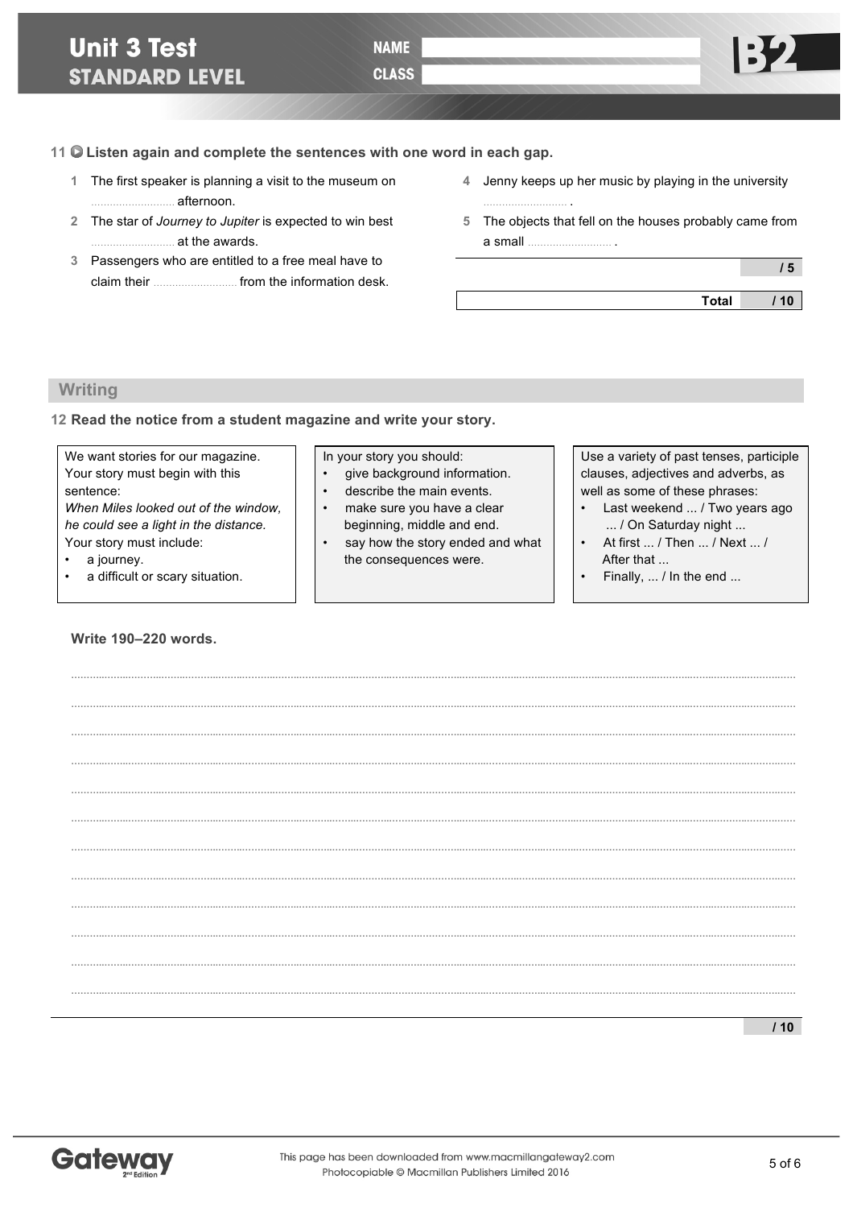**11** Listen again and complete the sentences with one word in each gap.

1 The first speaker is planning a visit to the museum on .......................... afternoon.

2 The star of *Journey to Jupiter* is expected to win best .......................... at the awards.

3 Passengers who are entitled to a free meal have to claim their .......................... from the information desk.

4 Jenny keeps up her music by playing in the university .......................... .

5 The objects that fell on the houses probably came from a small .......................... .

/ 5

**Total** / 10

## Writing

**12** Read the notice from a student magazine and write your story.

We want stories for our magazine. Your story must begin with this sentence:
*When Miles looked out of the window, he could see a light in the distance.*
Your story must include:
- a journey.
- a difficult or scary situation.

In your story you should:
- give background information.
- describe the main events.
- make sure you have a clear beginning, middle and end.
- say how the story ended and what the consequences were.

Use a variety of past tenses, participle clauses, adjectives and adverbs, as well as some of these phrases:
- Last weekend ... / Two years ago ... / On Saturday night ...
- At first ... / Then ... / Next ... / After that ...
- Finally, ... / In the end ...

**Write 190–220 words.**

..........................................................................................................................................................................................

..........................................................................................................................................................................................

..........................................................................................................................................................................................

..........................................................................................................................................................................................

..........................................................................................................................................................................................

..........................................................................................................................................................................................

..........................................................................................................................................................................................

..........................................................................................................................................................................................

..........................................................................................................................................................................................

..........................................................................................................................................................................................

..........................................................................................................................................................................................

..........................................................................................................................................................................................

/ 10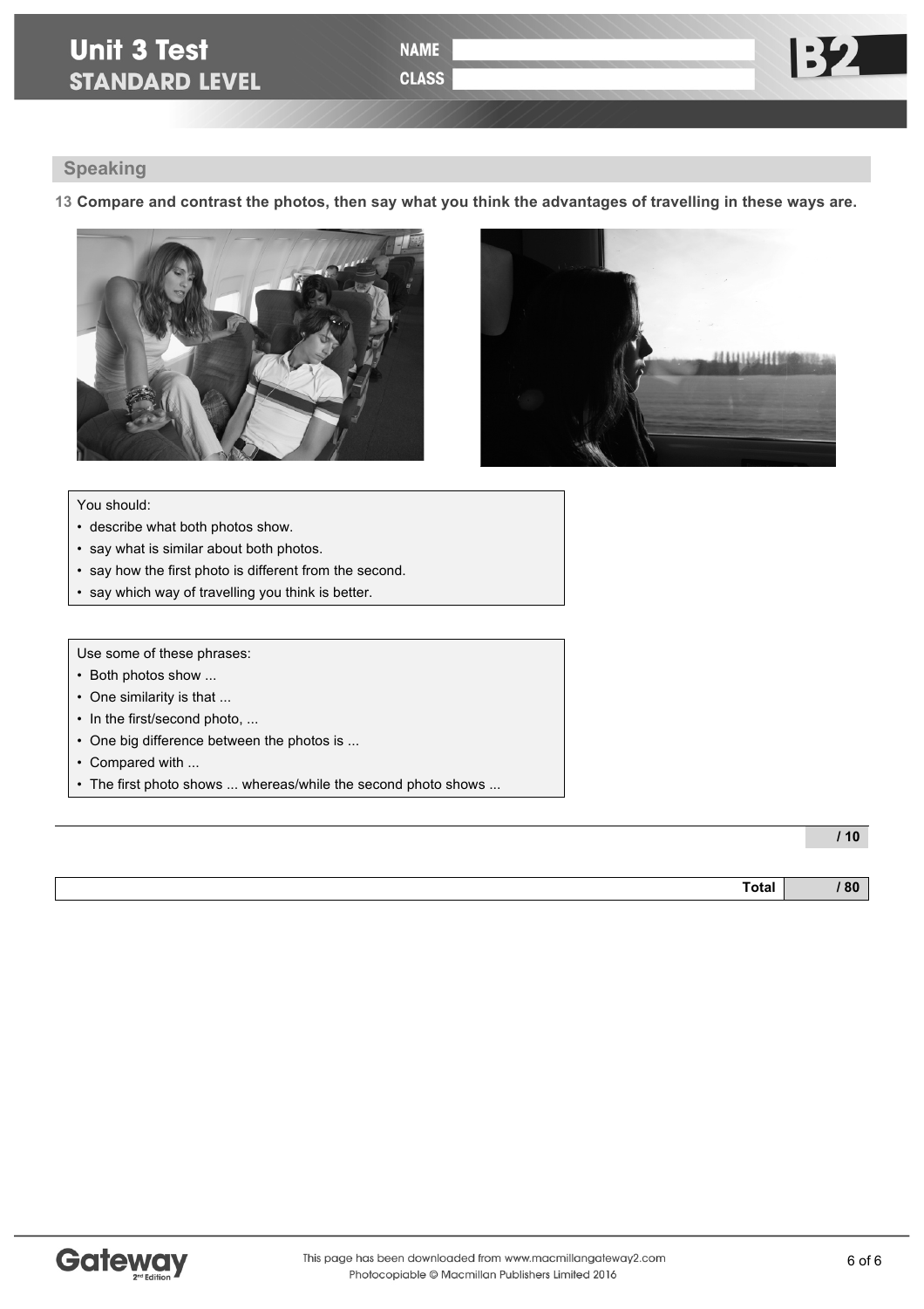# Unit 3 Test
## STANDARD LEVEL

NAME

CLASS

B2

## Speaking

**13 Compare and contrast the photos, then say what you think the advantages of travelling in these ways are.**

You should:

- describe what both photos show.
- say what is similar about both photos.
- say how the first photo is different from the second.
- say which way of travelling you think is better.

Use some of these phrases:

- Both photos show ...
- One similarity is that ...
- In the first/second photo, ...
- One big difference between the photos is ...
- Compared with ...
- The first photo shows ... whereas/while the second photo shows ...

**/ 10**

| | |
|---|---|
| **Total** | **/ 80** |

This page has been downloaded from www.macmillangateway2.com
Photocopiable © Macmillan Publishers Limited 2016